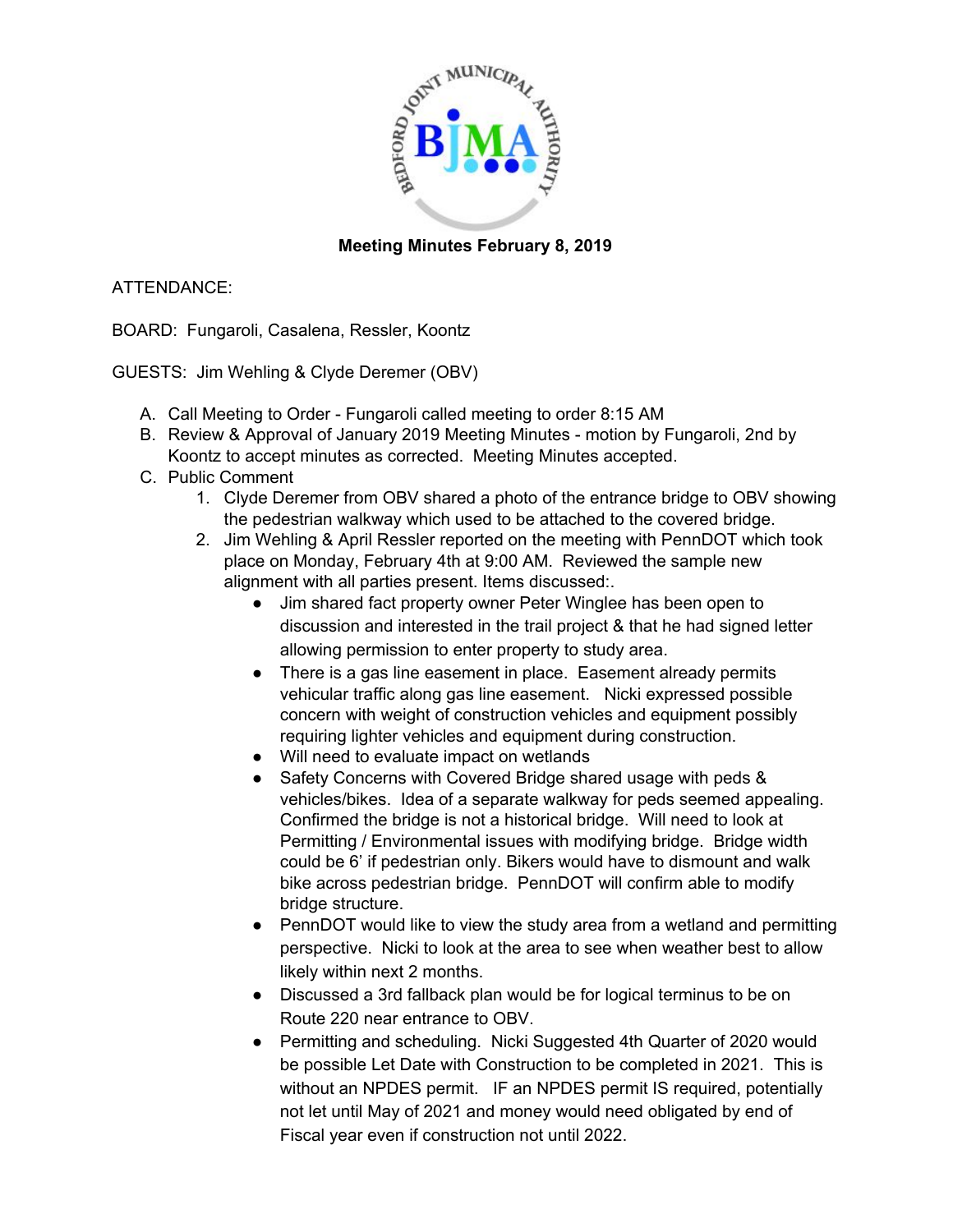**Meeting Minutes February 8, 2019**

ATTENDANCE:

BOARD: Fungaroli, Casalena, Ressler, Koontz

GUESTS: Jim Wehling & Clyde Deremer (OBV)

A. Call Meeting to Order - Fungaroli called meeting to order 8:15 AM
B. Review & Approval of January 2019 Meeting Minutes - motion by Fungaroli, 2nd by Koontz to accept minutes as corrected. Meeting Minutes accepted.
C. Public Comment
    1. Clyde Deremer from OBV shared a photo of the entrance bridge to OBV showing the pedestrian walkway which used to be attached to the covered bridge.
    2. Jim Wehling & April Ressler reported on the meeting with PennDOT which took place on Monday, February 4th at 9:00 AM. Reviewed the sample new alignment with all parties present. Items discussed:.
        - Jim shared fact property owner Peter Winglee has been open to discussion and interested in the trail project & that he had signed letter allowing permission to enter property to study area.
        - There is a gas line easement in place. Easement already permits vehicular traffic along gas line easement. Nicki expressed possible concern with weight of construction vehicles and equipment possibly requiring lighter vehicles and equipment during construction.
        - Will need to evaluate impact on wetlands
        - Safety Concerns with Covered Bridge shared usage with peds & vehicles/bikes. Idea of a separate walkway for peds seemed appealing. Confirmed the bridge is not a historical bridge. Will need to look at Permitting / Environmental issues with modifying bridge. Bridge width could be 6' if pedestrian only. Bikers would have to dismount and walk bike across pedestrian bridge. PennDOT will confirm able to modify bridge structure.
        - PennDOT would like to view the study area from a wetland and permitting perspective. Nicki to look at the area to see when weather best to allow likely within next 2 months.
        - Discussed a 3rd fallback plan would be for logical terminus to be on Route 220 near entrance to OBV.
        - Permitting and scheduling. Nicki Suggested 4th Quarter of 2020 would be possible Let Date with Construction to be completed in 2021. This is without an NPDES permit. IF an NPDES permit IS required, potentially not let until May of 2021 and money would need obligated by end of Fiscal year even if construction not until 2022.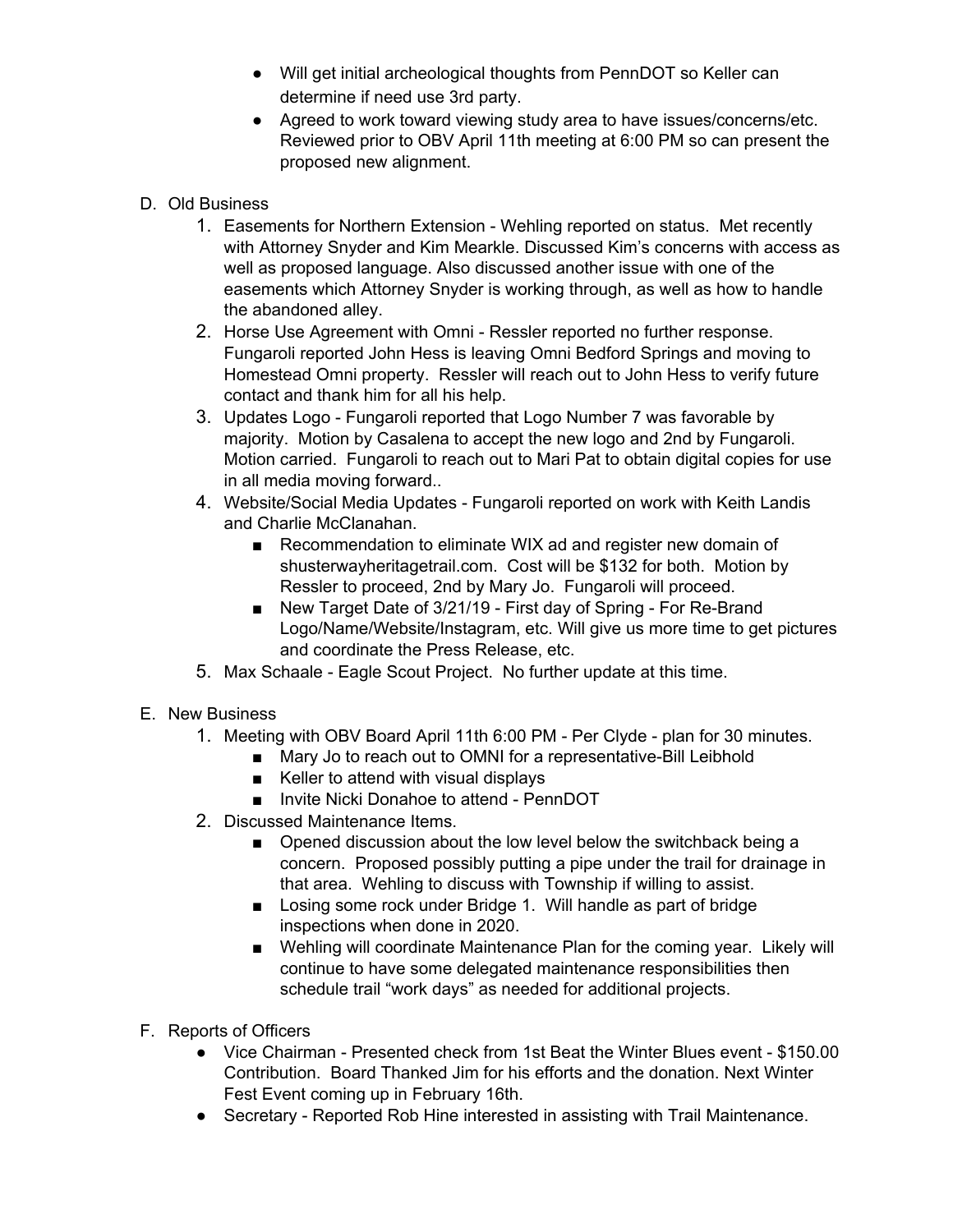- Will get initial archeological thoughts from PennDOT so Keller can determine if need use 3rd party.
- Agreed to work toward viewing study area to have issues/concerns/etc. Reviewed prior to OBV April 11th meeting at 6:00 PM so can present the proposed new alignment.

D. Old Business

1. Easements for Northern Extension - Wehling reported on status. Met recently with Attorney Snyder and Kim Mearkle. Discussed Kim's concerns with access as well as proposed language. Also discussed another issue with one of the easements which Attorney Snyder is working through, as well as how to handle the abandoned alley.
2. Horse Use Agreement with Omni - Ressler reported no further response. Fungaroli reported John Hess is leaving Omni Bedford Springs and moving to Homestead Omni property. Ressler will reach out to John Hess to verify future contact and thank him for all his help.
3. Updates Logo - Fungaroli reported that Logo Number 7 was favorable by majority. Motion by Casalena to accept the new logo and 2nd by Fungaroli. Motion carried. Fungaroli to reach out to Mari Pat to obtain digital copies for use in all media moving forward..
4. Website/Social Media Updates - Fungaroli reported on work with Keith Landis and Charlie McClanahan.
   - Recommendation to eliminate WIX ad and register new domain of shusterwayheritagetrail.com. Cost will be $132 for both. Motion by Ressler to proceed, 2nd by Mary Jo. Fungaroli will proceed.
   - New Target Date of 3/21/19 - First day of Spring - For Re-Brand Logo/Name/Website/Instagram, etc. Will give us more time to get pictures and coordinate the Press Release, etc.
5. Max Schaale - Eagle Scout Project. No further update at this time.

E. New Business

1. Meeting with OBV Board April 11th 6:00 PM - Per Clyde - plan for 30 minutes.
   - Mary Jo to reach out to OMNI for a representative-Bill Leibhold
   - Keller to attend with visual displays
   - Invite Nicki Donahoe to attend - PennDOT
2. Discussed Maintenance Items.
   - Opened discussion about the low level below the switchback being a concern. Proposed possibly putting a pipe under the trail for drainage in that area. Wehling to discuss with Township if willing to assist.
   - Losing some rock under Bridge 1. Will handle as part of bridge inspections when done in 2020.
   - Wehling will coordinate Maintenance Plan for the coming year. Likely will continue to have some delegated maintenance responsibilities then schedule trail "work days" as needed for additional projects.

F. Reports of Officers

- Vice Chairman - Presented check from 1st Beat the Winter Blues event - $150.00 Contribution. Board Thanked Jim for his efforts and the donation. Next Winter Fest Event coming up in February 16th.
- Secretary - Reported Rob Hine interested in assisting with Trail Maintenance.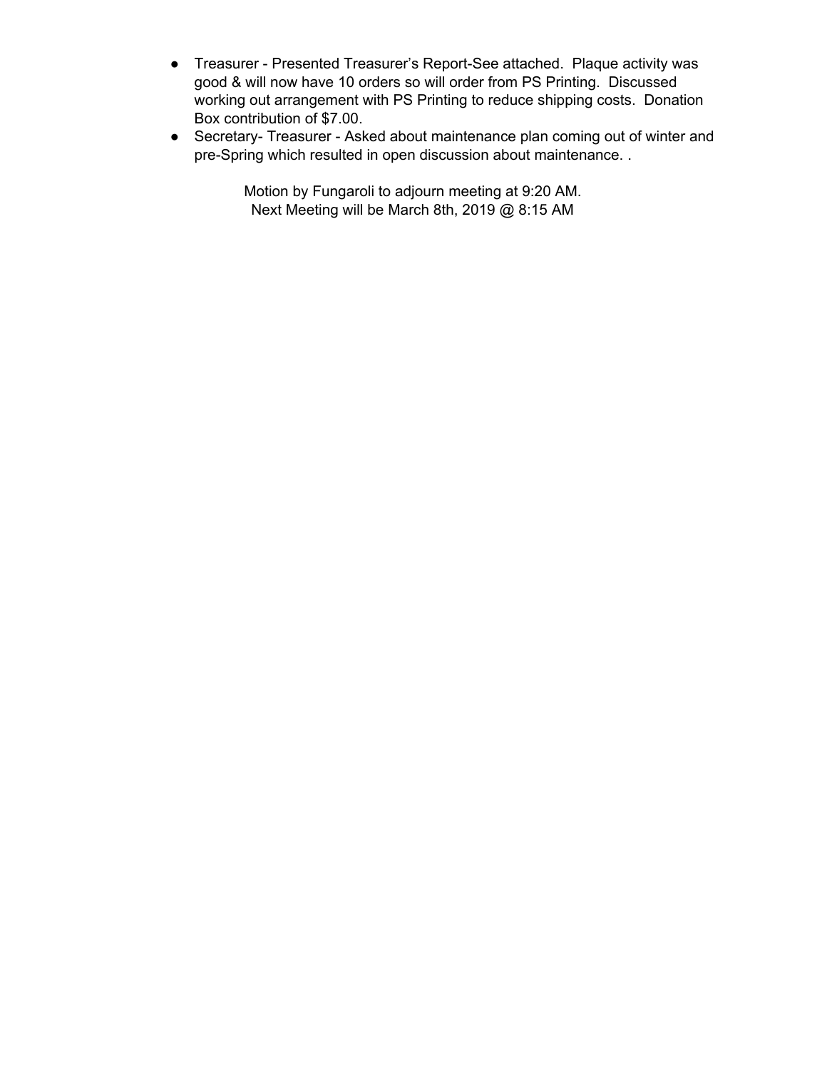- Treasurer - Presented Treasurer's Report-See attached.  Plaque activity was good & will now have 10 orders so will order from PS Printing.  Discussed working out arrangement with PS Printing to reduce shipping costs.  Donation Box contribution of $7.00.
- Secretary- Treasurer - Asked about maintenance plan coming out of winter and pre-Spring which resulted in open discussion about maintenance. .

Motion by Fungaroli to adjourn meeting at 9:20 AM.
Next Meeting will be March 8th, 2019 @ 8:15 AM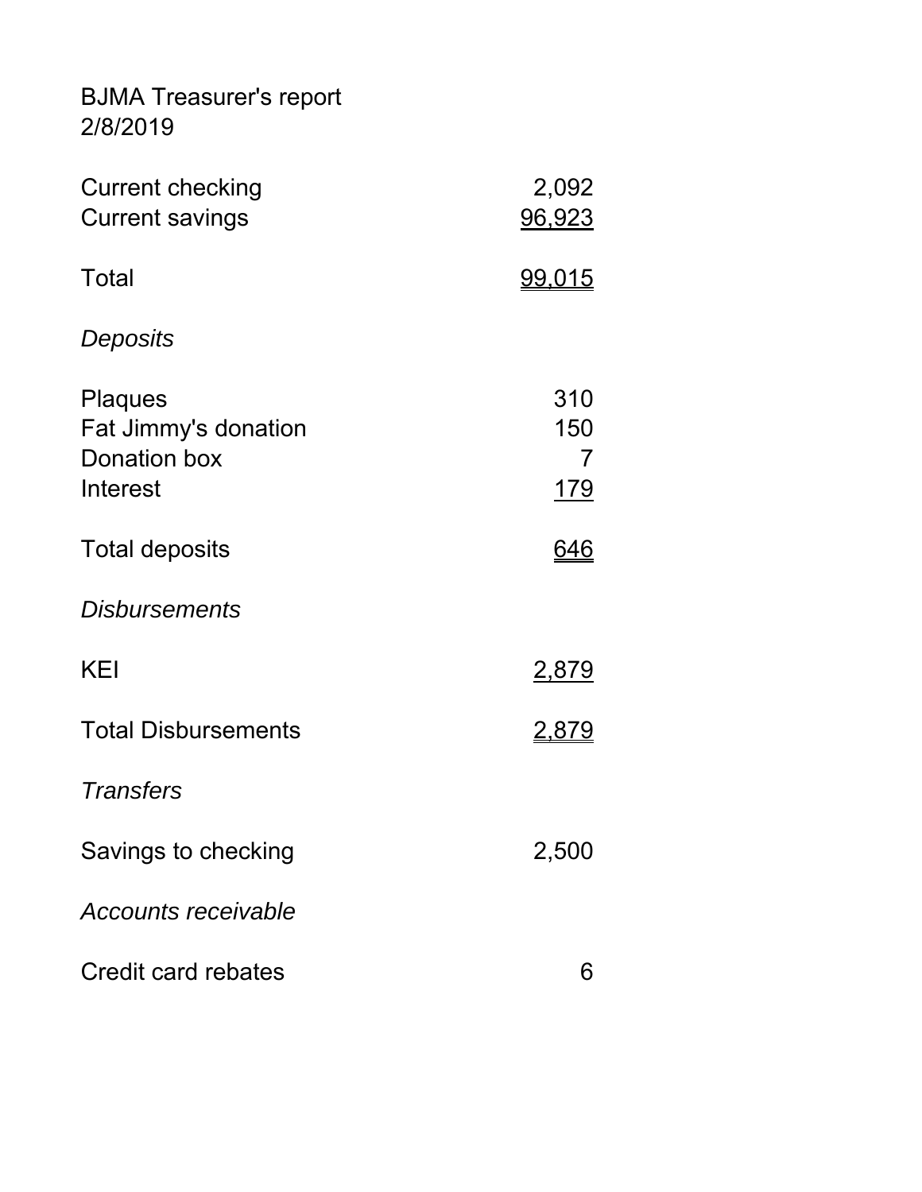BJMA Treasurer's report
2/8/2019

| | |
|---|---|
| Current checking | 2,092 |
| Current savings | 96,923 |
| Total | 99,015 |
| *Deposits* | |
| Plaques | 310 |
| Fat Jimmy's donation | 150 |
| Donation box | 7 |
| Interest | 179 |
| Total deposits | 646 |
| *Disbursements* | |
| KEI | 2,879 |
| Total Disbursements | 2,879 |
| *Transfers* | |
| Savings to checking | 2,500 |
| *Accounts receivable* | |
| Credit card rebates | 6 |